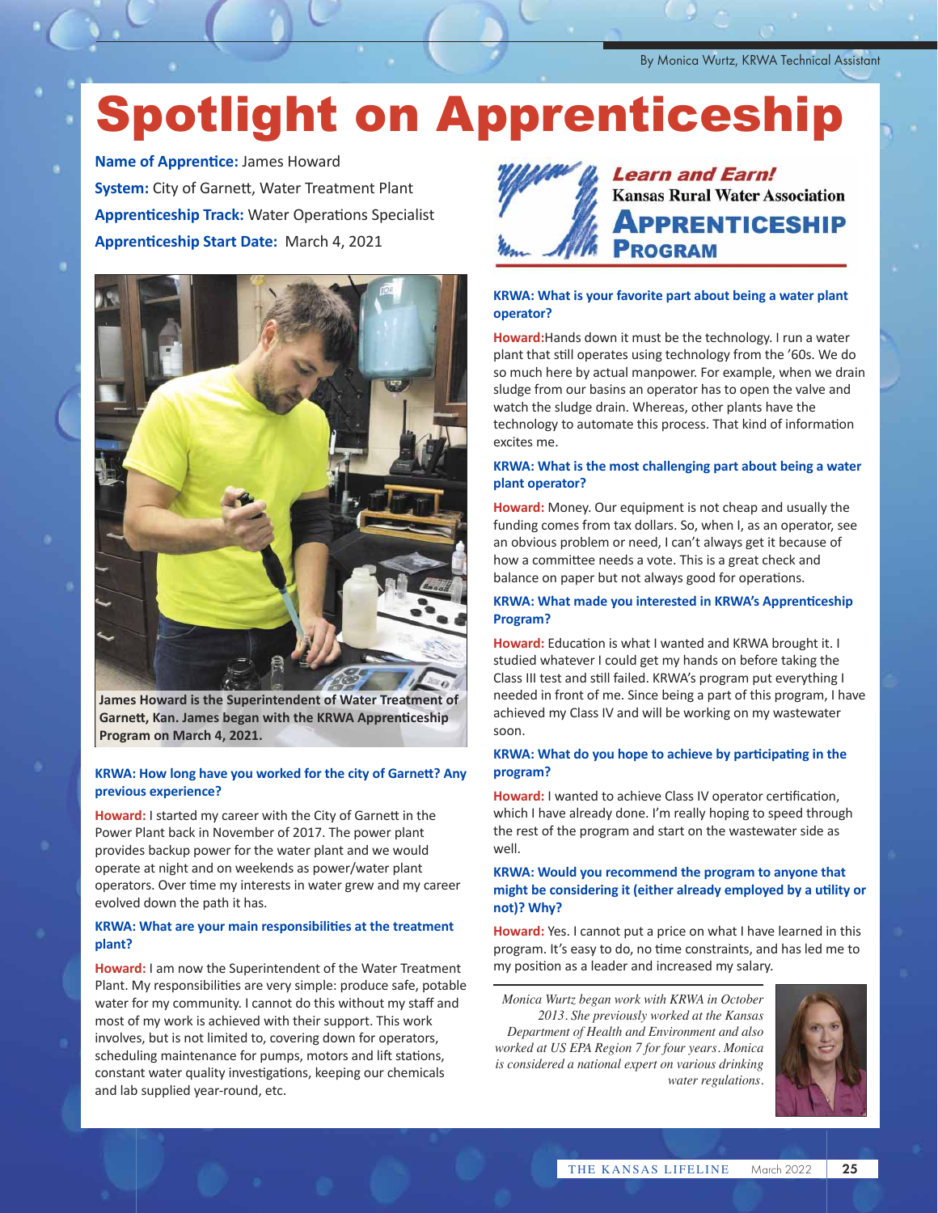By Monica Wurtz, KRWA Technical Assistant

# Spotlight on Apprenticeship

**Name of Apprentice:** James Howard

**System:** City of Garnett, Water Treatment Plant

**Apprenticeship Track:** Water Operations Specialist

**Apprenticeship Start Date:** March 4, 2021

**James Howard is the Superintendent of Water Treatment of Garnett, Kan. James began with the KRWA Apprenticeship Program on March 4, 2021.**

**KRWA: How long have you worked for the city of Garnett? Any previous experience?**

**Howard:** I started my career with the City of Garnett in the Power Plant back in November of 2017. The power plant provides backup power for the water plant and we would operate at night and on weekends as power/water plant operators. Over time my interests in water grew and my career evolved down the path it has.

**KRWA: What are your main responsibilities at the treatment plant?**

**Howard:** I am now the Superintendent of the Water Treatment Plant. My responsibilities are very simple: produce safe, potable water for my community. I cannot do this without my staff and most of my work is achieved with their support. This work involves, but is not limited to, covering down for operators, scheduling maintenance for pumps, motors and lift stations, constant water quality investigations, keeping our chemicals and lab supplied year-round, etc.

*Learn and Earn!*
Kansas Rural Water Association
APPRENTICESHIP PROGRAM

**KRWA: What is your favorite part about being a water plant operator?**

**Howard:** Hands down it must be the technology. I run a water plant that still operates using technology from the '60s. We do so much here by actual manpower. For example, when we drain sludge from our basins an operator has to open the valve and watch the sludge drain. Whereas, other plants have the technology to automate this process. That kind of information excites me.

**KRWA: What is the most challenging part about being a water plant operator?**

**Howard:** Money. Our equipment is not cheap and usually the funding comes from tax dollars. So, when I, as an operator, see an obvious problem or need, I can't always get it because of how a committee needs a vote. This is a great check and balance on paper but not always good for operations.

**KRWA: What made you interested in KRWA's Apprenticeship Program?**

**Howard:** Education is what I wanted and KRWA brought it. I studied whatever I could get my hands on before taking the Class III test and still failed. KRWA's program put everything I needed in front of me. Since being a part of this program, I have achieved my Class IV and will be working on my wastewater soon.

**KRWA: What do you hope to achieve by participating in the program?**

**Howard:** I wanted to achieve Class IV operator certification, which I have already done. I'm really hoping to speed through the rest of the program and start on the wastewater side as well.

**KRWA: Would you recommend the program to anyone that might be considering it (either already employed by a utility or not)? Why?**

**Howard:** Yes. I cannot put a price on what I have learned in this program. It's easy to do, no time constraints, and has led me to my position as a leader and increased my salary.

*Monica Wurtz began work with KRWA in October 2013. She previously worked at the Kansas Department of Health and Environment and also worked at US EPA Region 7 for four years. Monica is considered a national expert on various drinking water regulations.*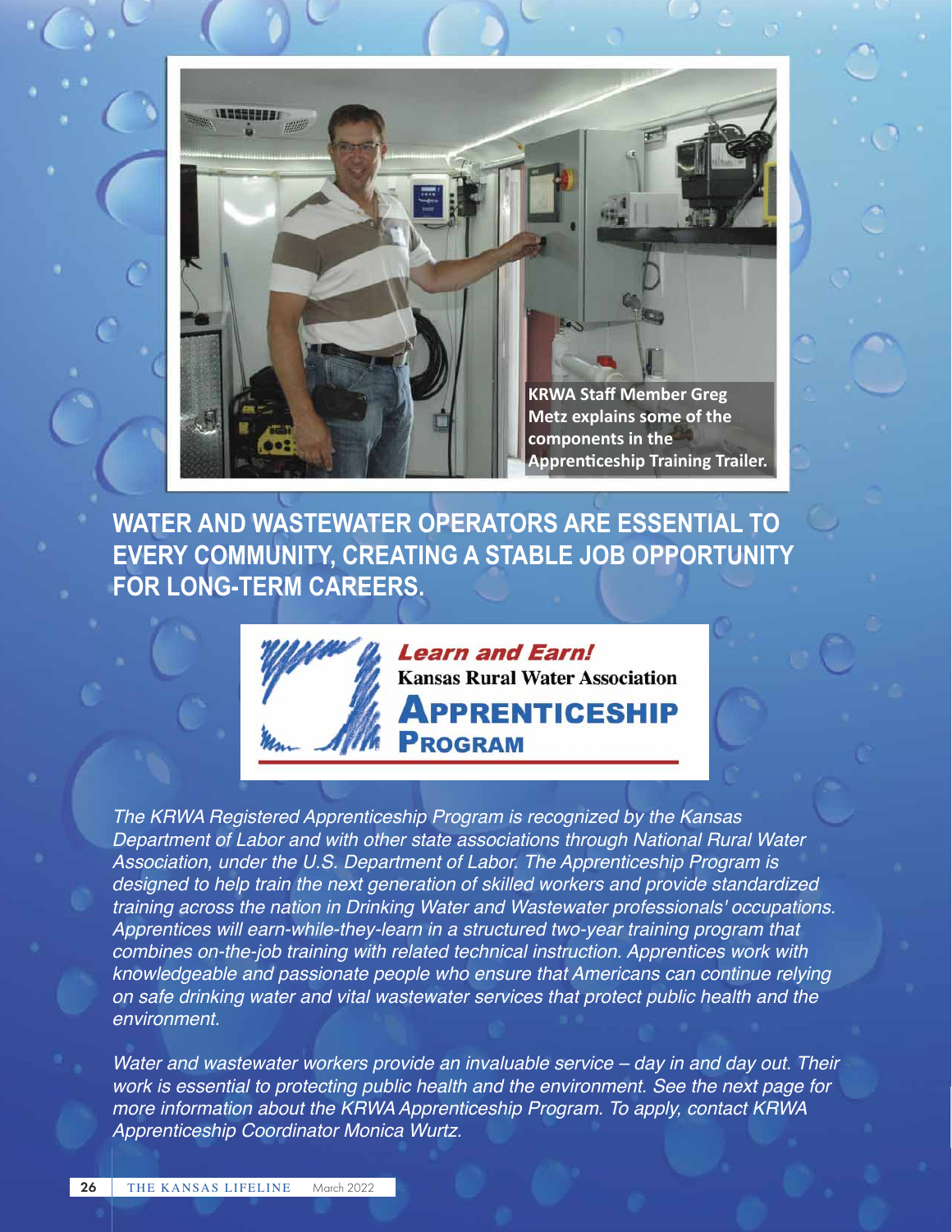KRWA Staff Member Greg Metz explains some of the components in the Apprenticeship Training Trailer.

## WATER AND WASTEWATER OPERATORS ARE ESSENTIAL TO EVERY COMMUNITY, CREATING A STABLE JOB OPPORTUNITY FOR LONG-TERM CAREERS.

***Learn and Earn!***
**Kansas Rural Water Association**
**APPRENTICESHIP PROGRAM**

*The KRWA Registered Apprenticeship Program is recognized by the Kansas Department of Labor and with other state associations through National Rural Water Association, under the U.S. Department of Labor. The Apprenticeship Program is designed to help train the next generation of skilled workers and provide standardized training across the nation in Drinking Water and Wastewater professionals' occupations. Apprentices will earn-while-they-learn in a structured two-year training program that combines on-the-job training with related technical instruction. Apprentices work with knowledgeable and passionate people who ensure that Americans can continue relying on safe drinking water and vital wastewater services that protect public health and the environment.*

*Water and wastewater workers provide an invaluable service – day in and day out. Their work is essential to protecting public health and the environment. See the next page for more information about the KRWA Apprenticeship Program. To apply, contact KRWA Apprenticeship Coordinator Monica Wurtz.*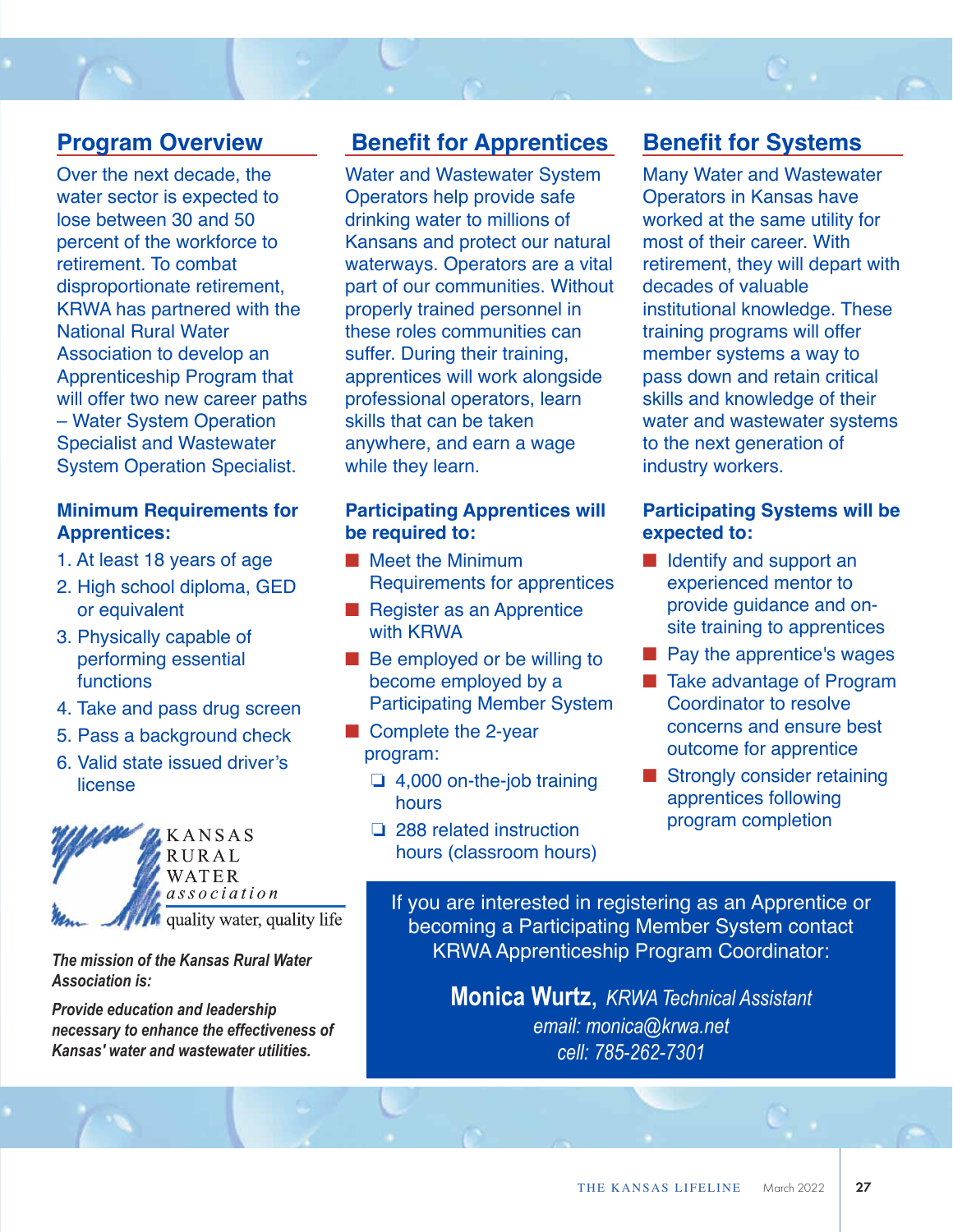## Program Overview

Over the next decade, the water sector is expected to lose between 30 and 50 percent of the workforce to retirement. To combat disproportionate retirement, KRWA has partnered with the National Rural Water Association to develop an Apprenticeship Program that will offer two new career paths – Water System Operation Specialist and Wastewater System Operation Specialist.

### Minimum Requirements for Apprentices:

1. At least 18 years of age
2. High school diploma, GED or equivalent
3. Physically capable of performing essential functions
4. Take and pass drug screen
5. Pass a background check
6. Valid state issued driver's license

KANSAS RURAL WATER association

quality water, quality life

***The mission of the Kansas Rural Water Association is:***

***Provide education and leadership necessary to enhance the effectiveness of Kansas' water and wastewater utilities.***

## Benefit for Apprentices

Water and Wastewater System Operators help provide safe drinking water to millions of Kansans and protect our natural waterways. Operators are a vital part of our communities. Without properly trained personnel in these roles communities can suffer. During their training, apprentices will work alongside professional operators, learn skills that can be taken anywhere, and earn a wage while they learn.

### Participating Apprentices will be required to:

- Meet the Minimum Requirements for apprentices
- Register as an Apprentice with KRWA
- Be employed or be willing to become employed by a Participating Member System
- Complete the 2-year program:
  - 4,000 on-the-job training hours
  - 288 related instruction hours (classroom hours)

## Benefit for Systems

Many Water and Wastewater Operators in Kansas have worked at the same utility for most of their career. With retirement, they will depart with decades of valuable institutional knowledge. These training programs will offer member systems a way to pass down and retain critical skills and knowledge of their water and wastewater systems to the next generation of industry workers.

### Participating Systems will be expected to:

- Identify and support an experienced mentor to provide guidance and on-site training to apprentices
- Pay the apprentice's wages
- Take advantage of Program Coordinator to resolve concerns and ensure best outcome for apprentice
- Strongly consider retaining apprentices following program completion

If you are interested in registering as an Apprentice or becoming a Participating Member System contact KRWA Apprenticeship Program Coordinator:

**Monica Wurtz**, *KRWA Technical Assistant*

*email: monica@krwa.net*

*cell: 785-262-7301*